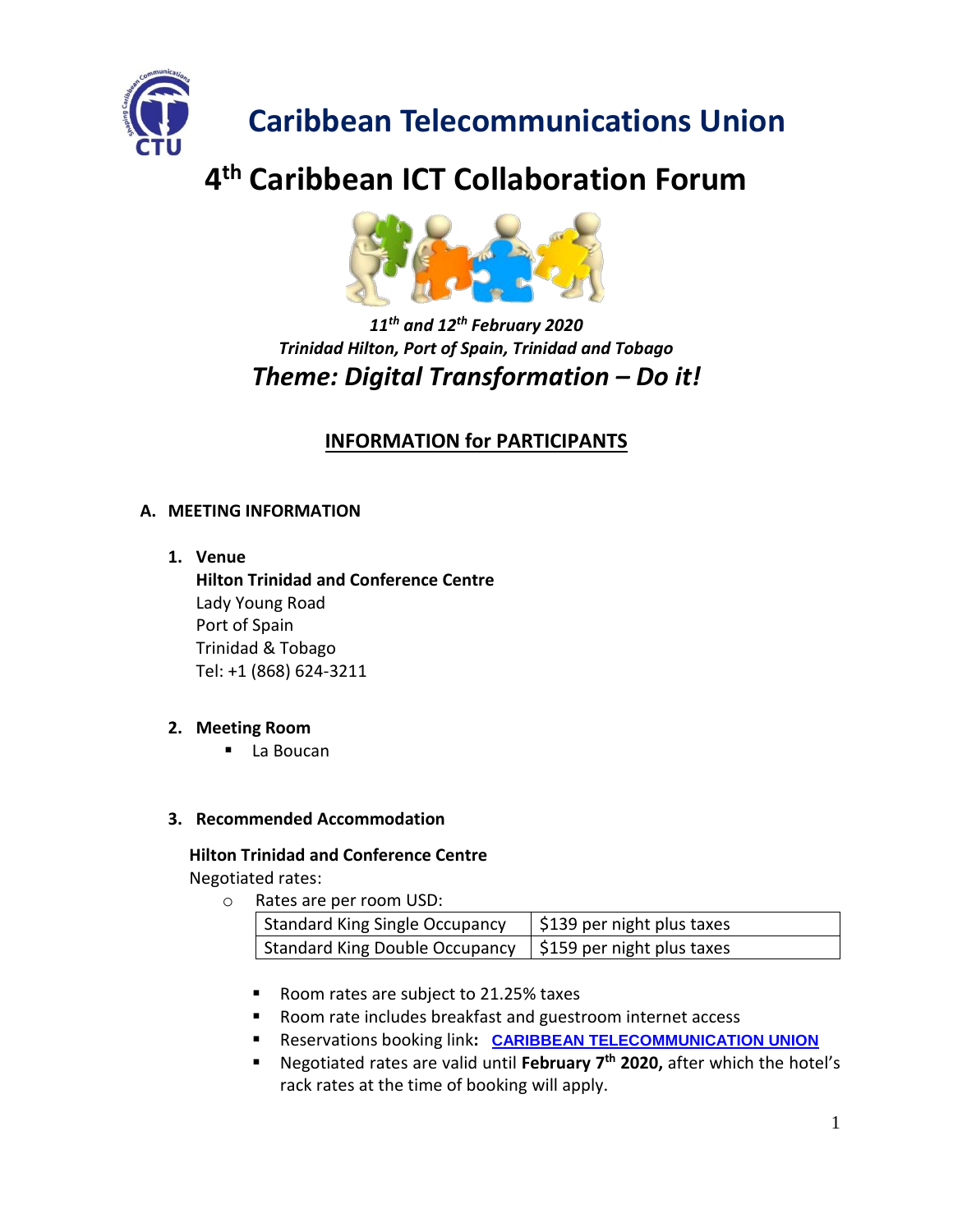# Caribbean Telecommunications Union

# 4th Caribbean ICT Collaboration Forum

***11th and 12th February 2020***
***Trinidad Hilton, Port of Spain, Trinidad and Tobago***
***Theme: Digital Transformation – Do it!***

## INFORMATION for PARTICIPANTS

### A. MEETING INFORMATION

1. **Venue**
   **Hilton Trinidad and Conference Centre**
   Lady Young Road
   Port of Spain
   Trinidad & Tobago
   Tel: +1 (868) 624-3211

2. **Meeting Room**
   - La Boucan

3. **Recommended Accommodation**

   **Hilton Trinidad and Conference Centre**
   Negotiated rates:
   - Rates are per room USD:

| Standard King Single Occupancy | $139 per night plus taxes |
|---|---|
| Standard King Double Occupancy | $159 per night plus taxes |

   - Room rates are subject to 21.25% taxes
   - Room rate includes breakfast and guestroom internet access
   - Reservations booking link**:** CARIBBEAN TELECOMMUNICATION UNION
   - Negotiated rates are valid until **February 7th 2020,** after which the hotel's rack rates at the time of booking will apply.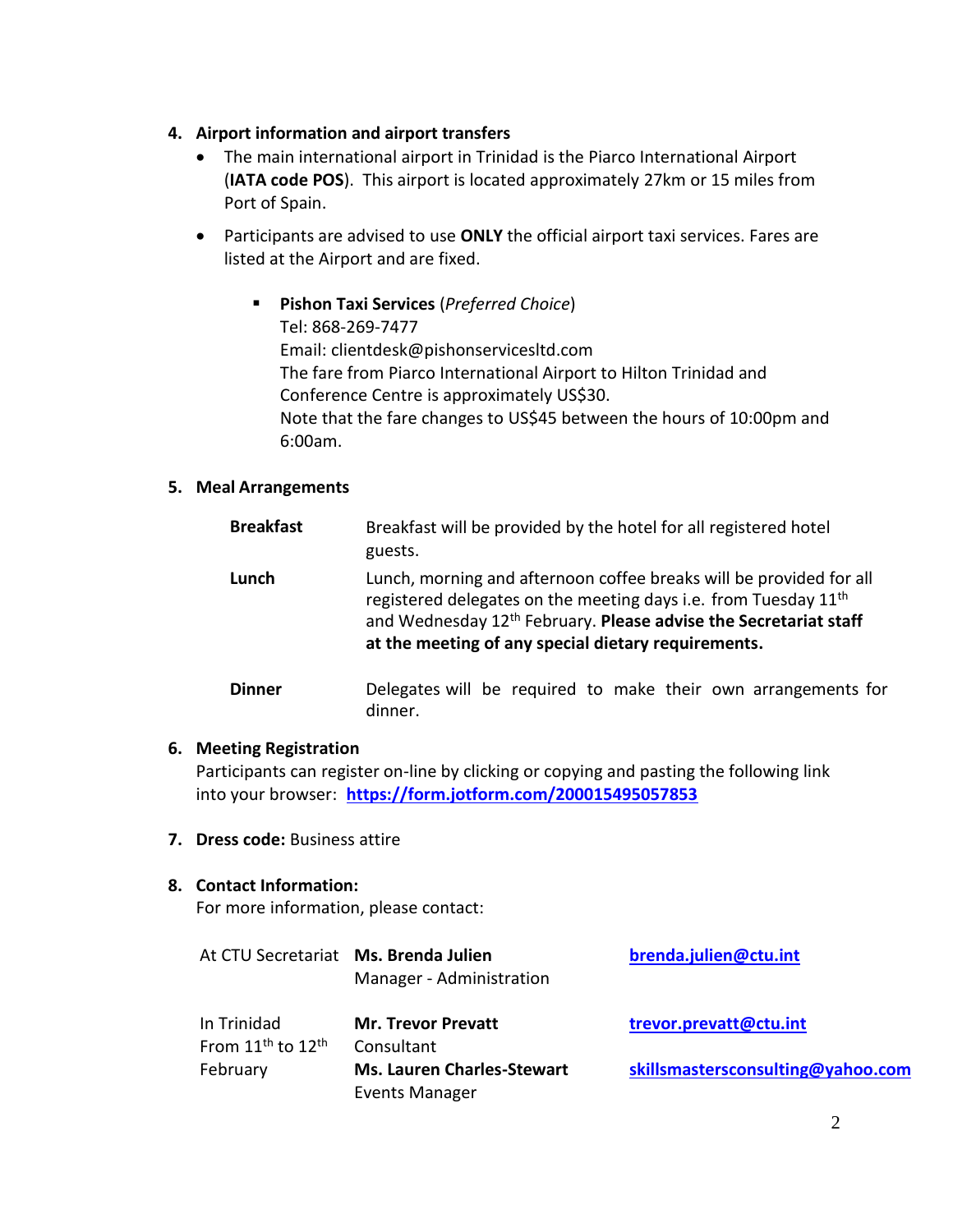4. **Airport information and airport transfers**
   - The main international airport in Trinidad is the Piarco International Airport (**IATA code POS**). This airport is located approximately 27km or 15 miles from Port of Spain.
   - Participants are advised to use **ONLY** the official airport taxi services. Fares are listed at the Airport and are fixed.
     - **Pishon Taxi Services** (*Preferred Choice*)
       Tel: 868-269-7477
       Email: clientdesk@pishonservicesltd.com
       The fare from Piarco International Airport to Hilton Trinidad and Conference Centre is approximately US$30.
       Note that the fare changes to US$45 between the hours of 10:00pm and 6:00am.

5. **Meal Arrangements**

| | |
|---|---|
| **Breakfast** | Breakfast will be provided by the hotel for all registered hotel guests. |
| **Lunch** | Lunch, morning and afternoon coffee breaks will be provided for all registered delegates on the meeting days i.e. from Tuesday 11th and Wednesday 12th February. **Please advise the Secretariat staff at the meeting of any special dietary requirements.** |
| **Dinner** | Delegates will be required to make their own arrangements for dinner. |

6. **Meeting Registration**
   Participants can register on-line by clicking or copying and pasting the following link into your browser: **https://form.jotform.com/200015495057853**

7. **Dress code:** Business attire

8. **Contact Information:**
   For more information, please contact:

| | | |
|---|---|---|
| At CTU Secretariat | **Ms. Brenda Julien**<br>Manager - Administration | **brenda.julien@ctu.int** |
| In Trinidad From 11th to 12th February | **Mr. Trevor Prevatt**<br>Consultant | **trevor.prevatt@ctu.int** |
| | **Ms. Lauren Charles-Stewart**<br>Events Manager | **skillsmastersconsulting@yahoo.com** |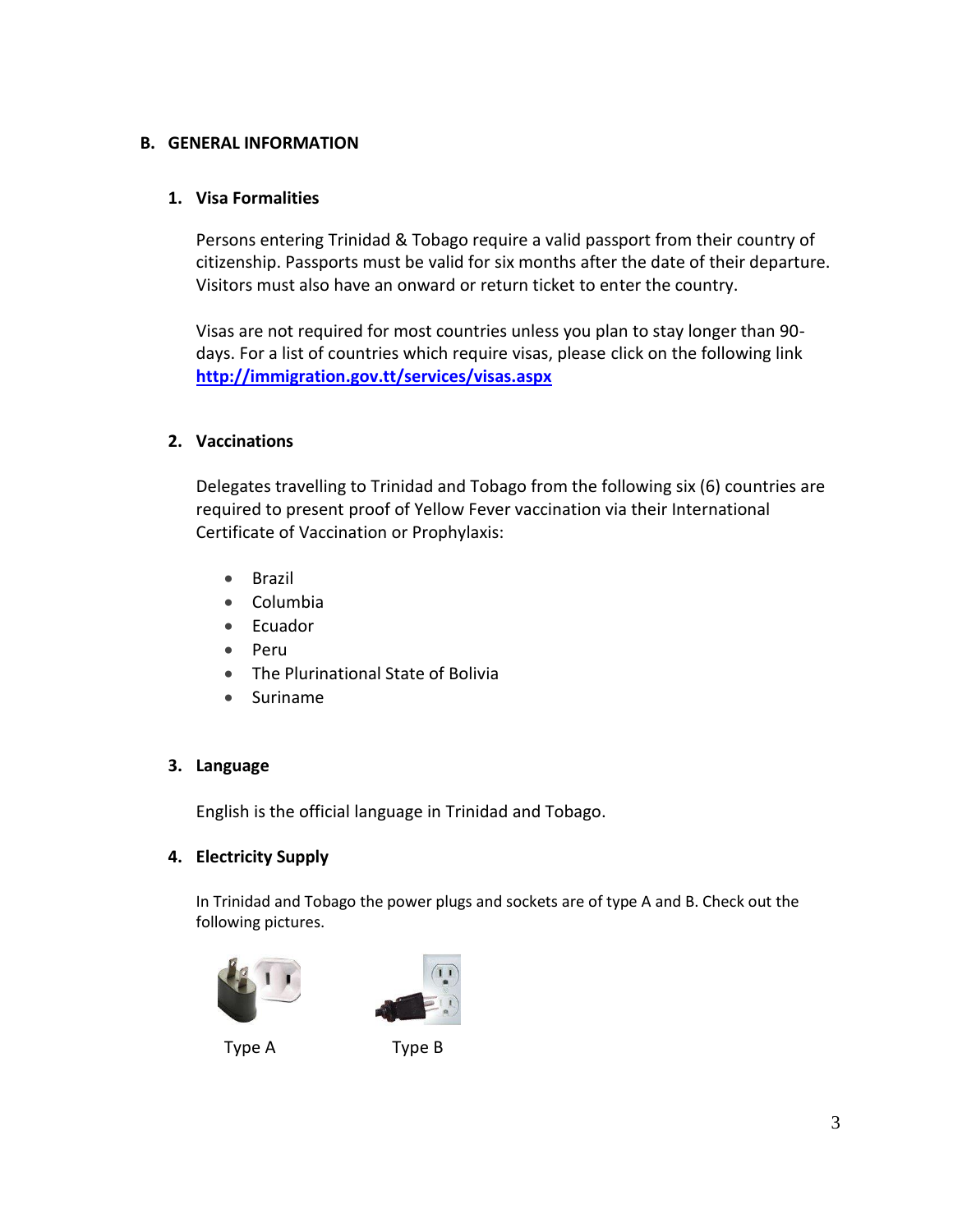## B. GENERAL INFORMATION

### 1. Visa Formalities

Persons entering Trinidad & Tobago require a valid passport from their country of citizenship. Passports must be valid for six months after the date of their departure. Visitors must also have an onward or return ticket to enter the country.

Visas are not required for most countries unless you plan to stay longer than 90-days. For a list of countries which require visas, please click on the following link **http://immigration.gov.tt/services/visas.aspx**

### 2. Vaccinations

Delegates travelling to Trinidad and Tobago from the following six (6) countries are required to present proof of Yellow Fever vaccination via their International Certificate of Vaccination or Prophylaxis:

- Brazil
- Columbia
- Ecuador
- Peru
- The Plurinational State of Bolivia
- Suriname

### 3. Language

English is the official language in Trinidad and Tobago.

### 4. Electricity Supply

In Trinidad and Tobago the power plugs and sockets are of type A and B. Check out the following pictures.

Type A

Type B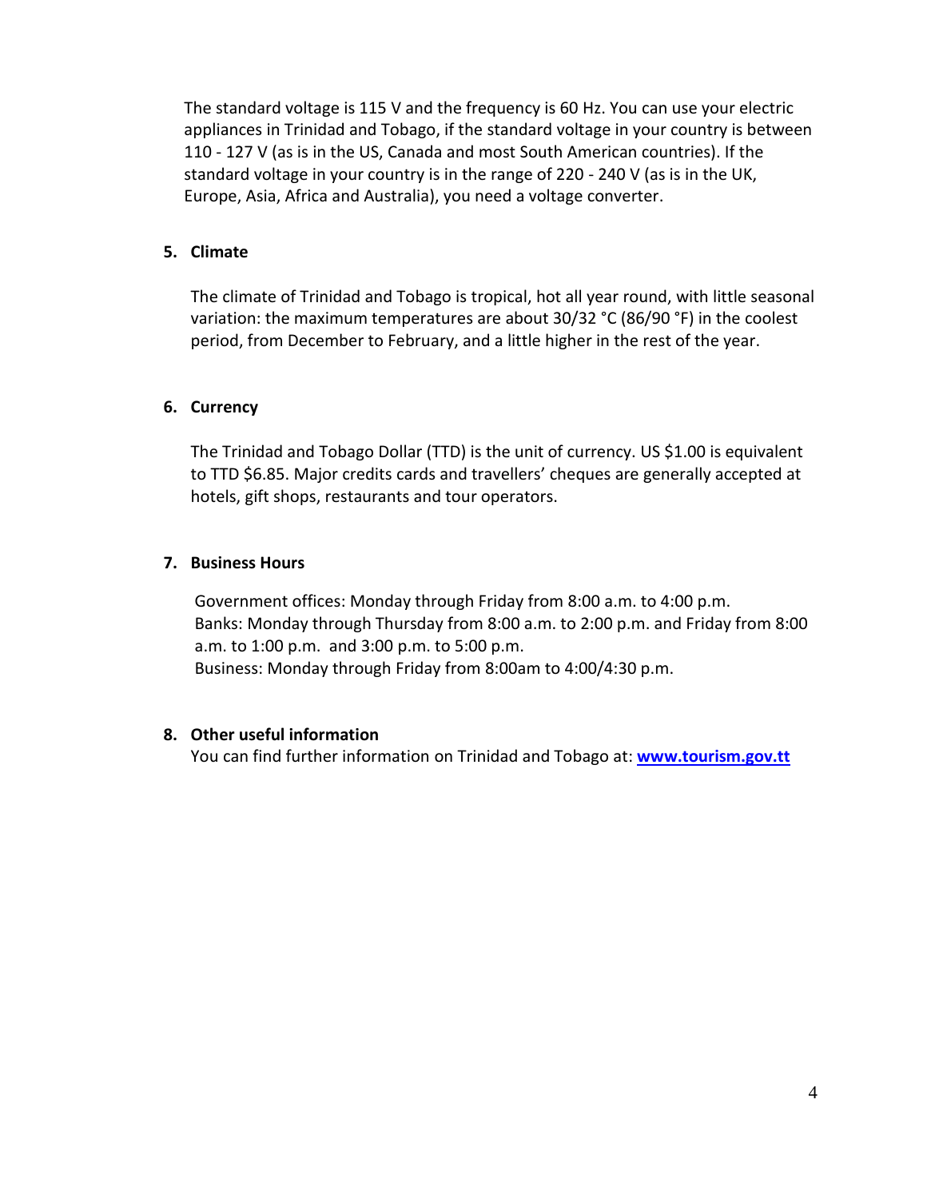The standard voltage is 115 V and the frequency is 60 Hz. You can use your electric appliances in Trinidad and Tobago, if the standard voltage in your country is between 110 - 127 V (as is in the US, Canada and most South American countries). If the standard voltage in your country is in the range of 220 - 240 V (as is in the UK, Europe, Asia, Africa and Australia), you need a voltage converter.

## 5. Climate

The climate of Trinidad and Tobago is tropical, hot all year round, with little seasonal variation: the maximum temperatures are about 30/32 °C (86/90 °F) in the coolest period, from December to February, and a little higher in the rest of the year.

## 6. Currency

The Trinidad and Tobago Dollar (TTD) is the unit of currency. US $1.00 is equivalent to TTD $6.85. Major credits cards and travellers' cheques are generally accepted at hotels, gift shops, restaurants and tour operators.

## 7. Business Hours

Government offices: Monday through Friday from 8:00 a.m. to 4:00 p.m.
Banks: Monday through Thursday from 8:00 a.m. to 2:00 p.m. and Friday from 8:00 a.m. to 1:00 p.m. and 3:00 p.m. to 5:00 p.m.
Business: Monday through Friday from 8:00am to 4:00/4:30 p.m.

## 8. Other useful information

You can find further information on Trinidad and Tobago at: **www.tourism.gov.tt**